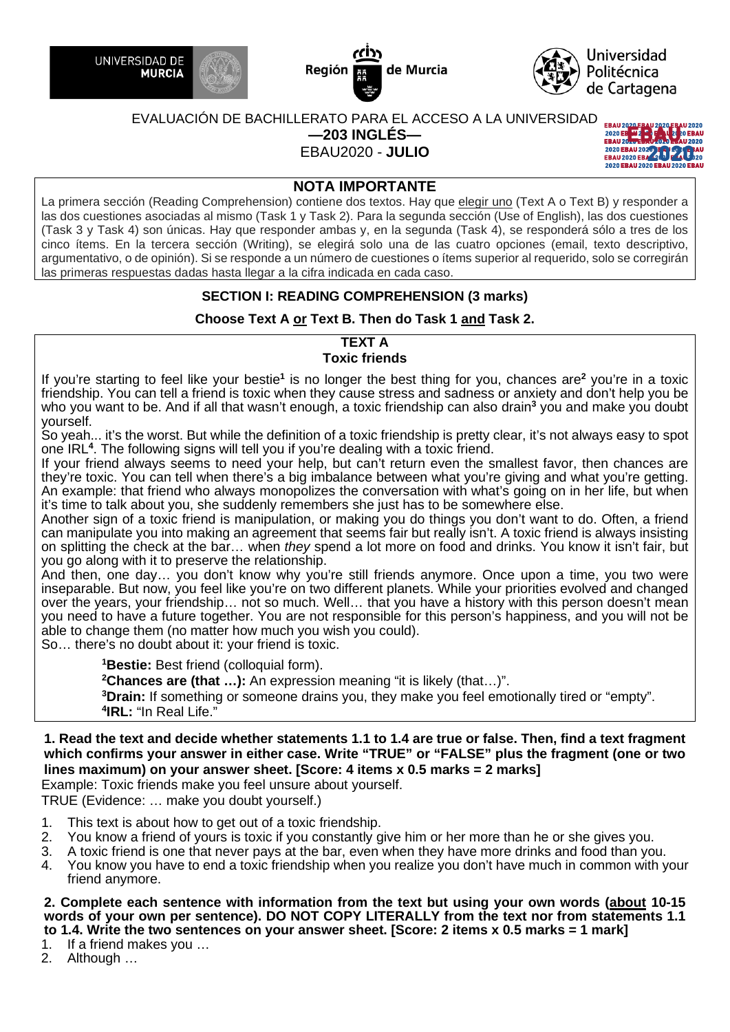UNIVERSIDAD DE MURCIA | Región de Murcia | Universidad Politécnica de Cartagena

EVALUACIÓN DE BACHILLERATO PARA EL ACCESO A LA UNIVERSIDAD

**—203 INGLÉS—**

EBAU2020 - **JULIO**

## NOTA IMPORTANTE

La primera sección (Reading Comprehension) contiene dos textos. Hay que elegir uno (Text A o Text B) y responder a las dos cuestiones asociadas al mismo (Task 1 y Task 2). Para la segunda sección (Use of English), las dos cuestiones (Task 3 y Task 4) son únicas. Hay que responder ambas y, en la segunda (Task 4), se responderá sólo a tres de los cinco ítems. En la tercera sección (Writing), se elegirá solo una de las cuatro opciones (email, texto descriptivo, argumentativo, o de opinión). Si se responde a un número de cuestiones o ítems superior al requerido, solo se corregirán las primeras respuestas dadas hasta llegar a la cifra indicada en cada caso.

## SECTION I: READING COMPREHENSION (3 marks)

**Choose Text A or Text B. Then do Task 1 and Task 2.**

### TEXT A
### Toxic friends

If you're starting to feel like your bestie[1] is no longer the best thing for you, chances are[2] you're in a toxic friendship. You can tell a friend is toxic when they cause stress and sadness or anxiety and don't help you be who you want to be. And if all that wasn't enough, a toxic friendship can also drain[3] you and make you doubt yourself.

So yeah... it's the worst. But while the definition of a toxic friendship is pretty clear, it's not always easy to spot one IRL[4]. The following signs will tell you if you're dealing with a toxic friend.

If your friend always seems to need your help, but can't return even the smallest favor, then chances are they're toxic. You can tell when there's a big imbalance between what you're giving and what you're getting. An example: that friend who always monopolizes the conversation with what's going on in her life, but when it's time to talk about you, she suddenly remembers she just has to be somewhere else.

Another sign of a toxic friend is manipulation, or making you do things you don't want to do. Often, a friend can manipulate you into making an agreement that seems fair but really isn't. A toxic friend is always insisting on splitting the check at the bar… when *they* spend a lot more on food and drinks. You know it isn't fair, but you go along with it to preserve the relationship.

And then, one day… you don't know why you're still friends anymore. Once upon a time, you two were inseparable. But now, you feel like you're on two different planets. While your priorities evolved and changed over the years, your friendship… not so much. Well… that you have a history with this person doesn't mean you need to have a future together. You are not responsible for this person's happiness, and you will not be able to change them (no matter how much you wish you could).

So… there's no doubt about it: your friend is toxic.

[1]**Bestie:** Best friend (colloquial form).
[2]**Chances are (that …):** An expression meaning "it is likely (that…)".
[3]**Drain:** If something or someone drains you, they make you feel emotionally tired or "empty".
[4]**IRL:** "In Real Life."

**1. Read the text and decide whether statements 1.1 to 1.4 are true or false. Then, find a text fragment which confirms your answer in either case. Write "TRUE" or "FALSE" plus the fragment (one or two lines maximum) on your answer sheet. [Score: 4 items x 0.5 marks = 2 marks]**

Example: Toxic friends make you feel unsure about yourself.
TRUE (Evidence: … make you doubt yourself.)

1. This text is about how to get out of a toxic friendship.
2. You know a friend of yours is toxic if you constantly give him or her more than he or she gives you.
3. A toxic friend is one that never pays at the bar, even when they have more drinks and food than you.
4. You know you have to end a toxic friendship when you realize you don't have much in common with your friend anymore.

**2. Complete each sentence with information from the text but using your own words (about 10-15 words of your own per sentence). DO NOT COPY LITERALLY from the text nor from statements 1.1 to 1.4. Write the two sentences on your answer sheet. [Score: 2 items x 0.5 marks = 1 mark]**

1. If a friend makes you …
2. Although …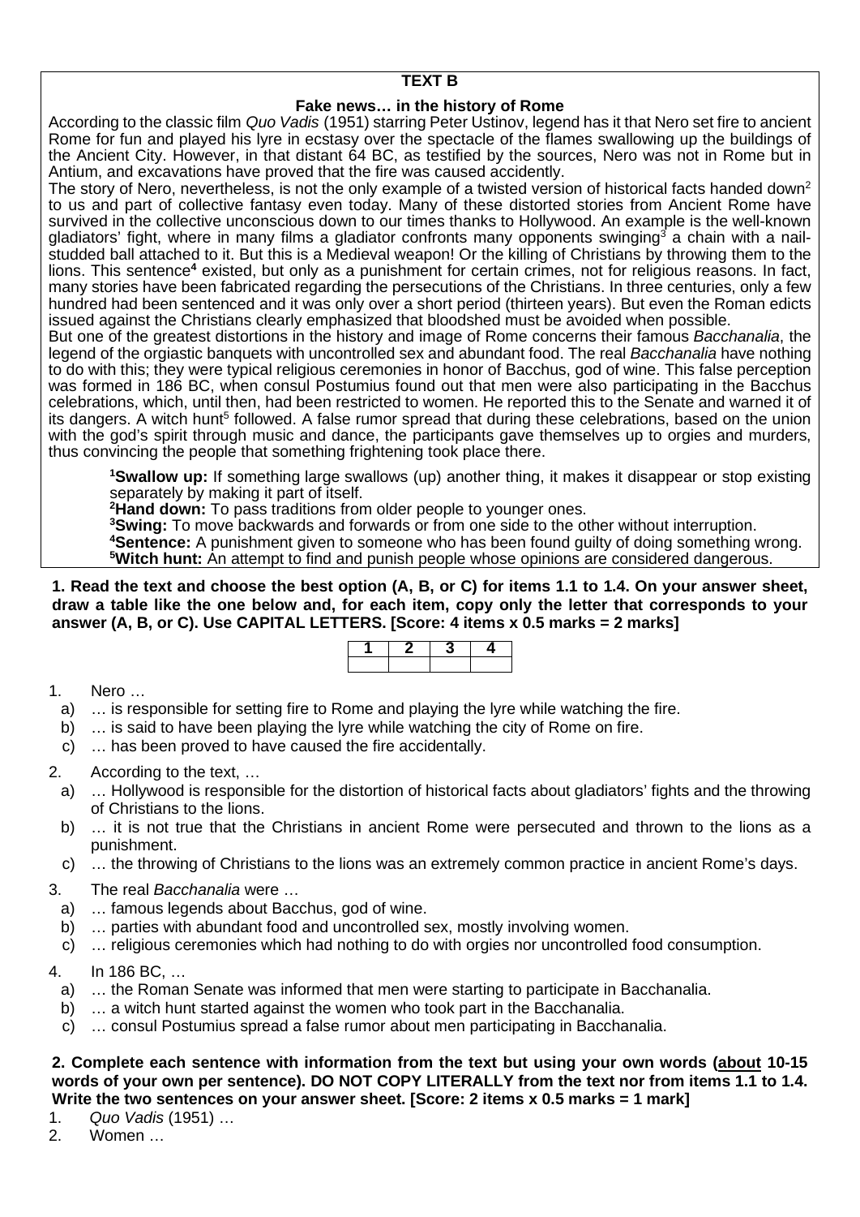**TEXT B**

**Fake news… in the history of Rome**

According to the classic film *Quo Vadis* (1951) starring Peter Ustinov, legend has it that Nero set fire to ancient Rome for fun and played his lyre in ecstasy over the spectacle of the flames swallowing up the buildings of the Ancient City. However, in that distant 64 BC, as testified by the sources, Nero was not in Rome but in Antium, and excavations have proved that the fire was caused accidentally.

The story of Nero, nevertheless, is not the only example of a twisted version of historical facts handed down[2] to us and part of collective fantasy even today. Many of these distorted stories from Ancient Rome have survived in the collective unconscious down to our times thanks to Hollywood. An example is the well-known gladiators' fight, where in many films a gladiator confronts many opponents swinging[3] a chain with a nail-studded ball attached to it. But this is a Medieval weapon! Or the killing of Christians by throwing them to the lions. This sentence[4] existed, but only as a punishment for certain crimes, not for religious reasons. In fact, many stories have been fabricated regarding the persecutions of the Christians. In three centuries, only a few hundred had been sentenced and it was only over a short period (thirteen years). But even the Roman edicts issued against the Christians clearly emphasized that bloodshed must be avoided when possible.

But one of the greatest distortions in the history and image of Rome concerns their famous *Bacchanalia*, the legend of the orgiastic banquets with uncontrolled sex and abundant food. The real *Bacchanalia* have nothing to do with this; they were typical religious ceremonies in honor of Bacchus, god of wine. This false perception was formed in 186 BC, when consul Postumius found out that men were also participating in the Bacchus celebrations, which, until then, had been restricted to women. He reported this to the Senate and warned it of its dangers. A witch hunt[5] followed. A false rumor spread that during these celebrations, based on the union with the god's spirit through music and dance, the participants gave themselves up to orgies and murders, thus convincing the people that something frightening took place there.

> [1]**Swallow up:** If something large swallows (up) another thing, it makes it disappear or stop existing separately by making it part of itself.
> [2]**Hand down:** To pass traditions from older people to younger ones.
> [3]**Swing:** To move backwards and forwards or from one side to the other without interruption.
> [4]**Sentence:** A punishment given to someone who has been found guilty of doing something wrong.
> [5]**Witch hunt:** An attempt to find and punish people whose opinions are considered dangerous.

**1. Read the text and choose the best option (A, B, or C) for items 1.1 to 1.4. On your answer sheet, draw a table like the one below and, for each item, copy only the letter that corresponds to your answer (A, B, or C). Use CAPITAL LETTERS. [Score: 4 items x 0.5 marks = 2 marks]**

| 1 | 2 | 3 | 4 |
|---|---|---|---|
| | | | |

1. Nero …
   a) … is responsible for setting fire to Rome and playing the lyre while watching the fire.
   b) … is said to have been playing the lyre while watching the city of Rome on fire.
   c) … has been proved to have caused the fire accidentally.

2. According to the text, …
   a) … Hollywood is responsible for the distortion of historical facts about gladiators' fights and the throwing of Christians to the lions.
   b) … it is not true that the Christians in ancient Rome were persecuted and thrown to the lions as a punishment.
   c) … the throwing of Christians to the lions was an extremely common practice in ancient Rome's days.

3. The real *Bacchanalia* were …
   a) … famous legends about Bacchus, god of wine.
   b) … parties with abundant food and uncontrolled sex, mostly involving women.
   c) … religious ceremonies which had nothing to do with orgies nor uncontrolled food consumption.

4. In 186 BC, …
   a) … the Roman Senate was informed that men were starting to participate in Bacchanalia.
   b) … a witch hunt started against the women who took part in the Bacchanalia.
   c) … consul Postumius spread a false rumor about men participating in Bacchanalia.

**2. Complete each sentence with information from the text but using your own words (about 10-15 words of your own per sentence). DO NOT COPY LITERALLY from the text nor from items 1.1 to 1.4. Write the two sentences on your answer sheet. [Score: 2 items x 0.5 marks = 1 mark]**

1. *Quo Vadis* (1951) …
2. Women …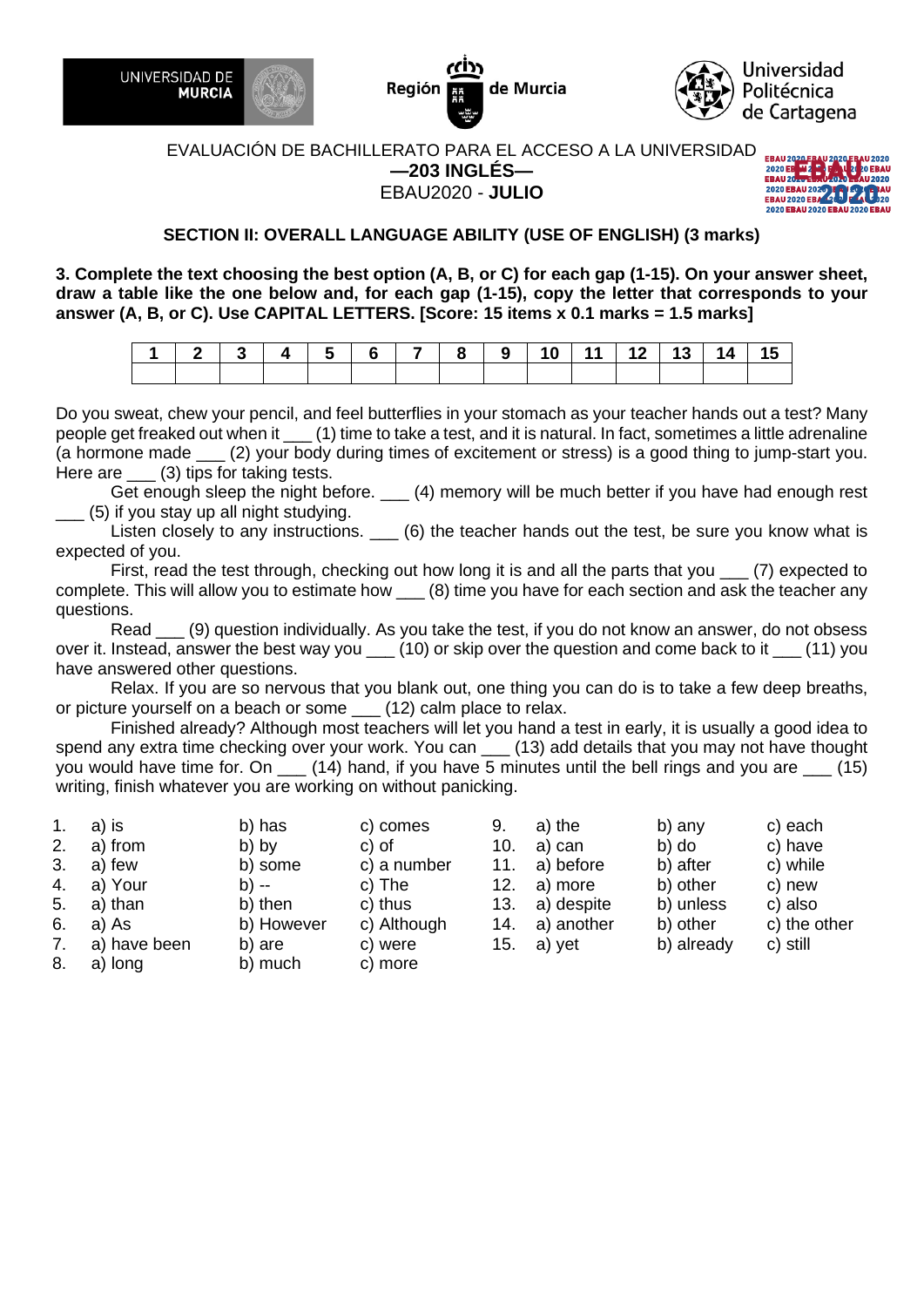EVALUACIÓN DE BACHILLERATO PARA EL ACCESO A LA UNIVERSIDAD

**—203 INGLÉS—**

EBAU2020 - **JULIO**

## SECTION II: OVERALL LANGUAGE ABILITY (USE OF ENGLISH) (3 marks)

**3. Complete the text choosing the best option (A, B, or C) for each gap (1-15). On your answer sheet, draw a table like the one below and, for each gap (1-15), copy the letter that corresponds to your answer (A, B, or C). Use CAPITAL LETTERS. [Score: 15 items x 0.1 marks = 1.5 marks]**

| 1 | 2 | 3 | 4 | 5 | 6 | 7 | 8 | 9 | 10 | 11 | 12 | 13 | 14 | 15 |
|---|---|---|---|---|---|---|---|---|---|---|---|---|---|---|
| | | | | | | | | | | | | | | |

Do you sweat, chew your pencil, and feel butterflies in your stomach as your teacher hands out a test? Many people get freaked out when it ___ (1) time to take a test, and it is natural. In fact, sometimes a little adrenaline (a hormone made ___ (2) your body during times of excitement or stress) is a good thing to jump-start you. Here are ___ (3) tips for taking tests.

Get enough sleep the night before. ___ (4) memory will be much better if you have had enough rest ___ (5) if you stay up all night studying.

Listen closely to any instructions. ___ (6) the teacher hands out the test, be sure you know what is expected of you.

First, read the test through, checking out how long it is and all the parts that you ___ (7) expected to complete. This will allow you to estimate how ___ (8) time you have for each section and ask the teacher any questions.

Read ___ (9) question individually. As you take the test, if you do not know an answer, do not obsess over it. Instead, answer the best way you ___ (10) or skip over the question and come back to it ___ (11) you have answered other questions.

Relax. If you are so nervous that you blank out, one thing you can do is to take a few deep breaths, or picture yourself on a beach or some ___ (12) calm place to relax.

Finished already? Although most teachers will let you hand a test in early, it is usually a good idea to spend any extra time checking over your work. You can ___ (13) add details that you may not have thought you would have time for. On ___ (14) hand, if you have 5 minutes until the bell rings and you are ___ (15) writing, finish whatever you are working on without panicking.

1. a) is b) has c) comes
2. a) from b) by c) of
3. a) few b) some c) a number
4. a) Your b) -- c) The
5. a) than b) then c) thus
6. a) As b) However c) Although
7. a) have been b) are c) were
8. a) long b) much c) more
9. a) the b) any c) each
10. a) can b) do c) have
11. a) before b) after c) while
12. a) more b) other c) new
13. a) despite b) unless c) also
14. a) another b) other c) the other
15. a) yet b) already c) still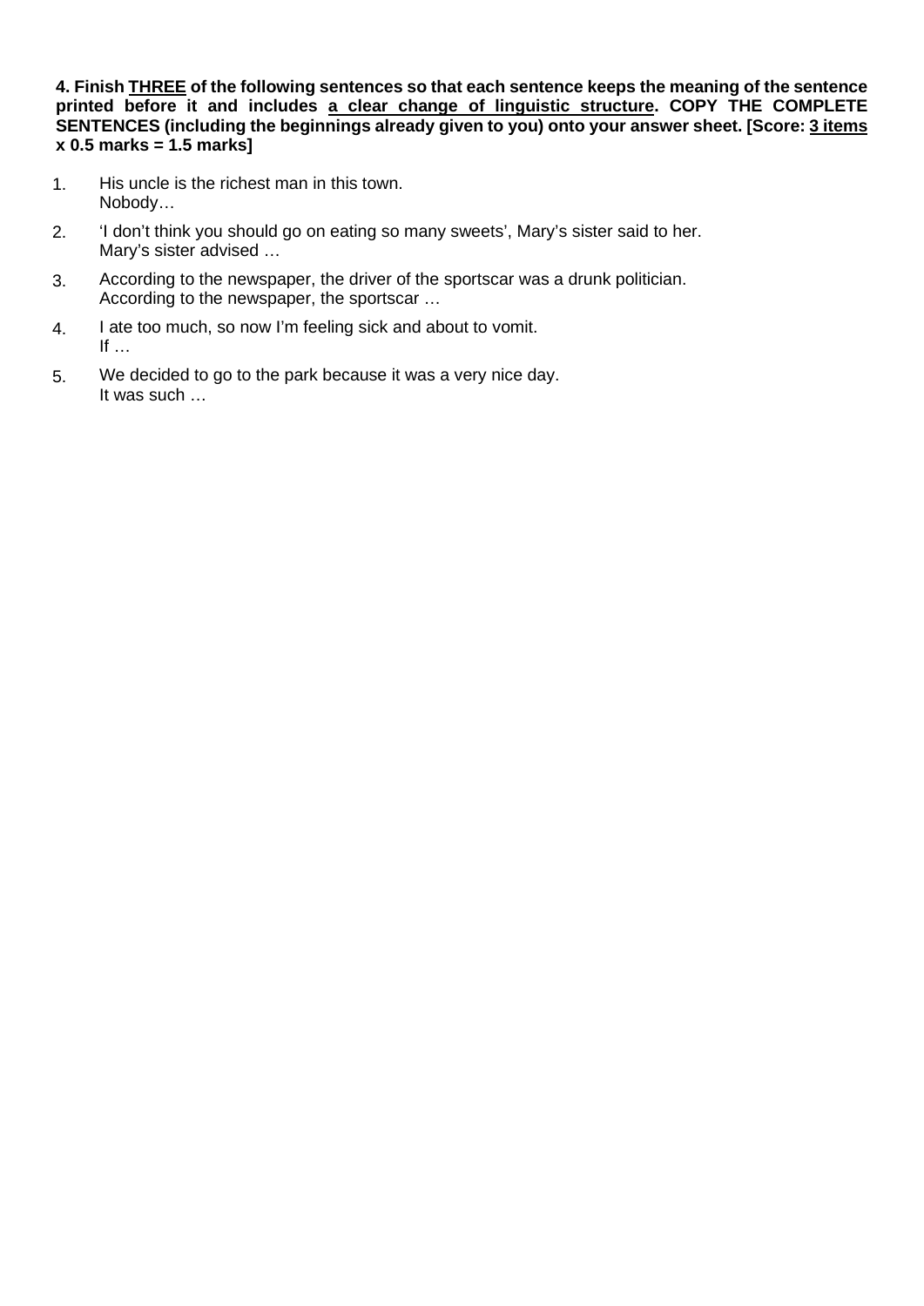**4. Finish <u>THREE</u> of the following sentences so that each sentence keeps the meaning of the sentence printed before it and includes <u>a clear change of linguistic structure</u>. COPY THE COMPLETE SENTENCES (including the beginnings already given to you) onto your answer sheet. [Score: <u>3 items</u> x 0.5 marks = 1.5 marks]**

1. His uncle is the richest man in this town.
   Nobody…

2. 'I don't think you should go on eating so many sweets', Mary's sister said to her.
   Mary's sister advised …

3. According to the newspaper, the driver of the sportscar was a drunk politician.
   According to the newspaper, the sportscar …

4. I ate too much, so now I'm feeling sick and about to vomit.
   If …

5. We decided to go to the park because it was a very nice day.
   It was such …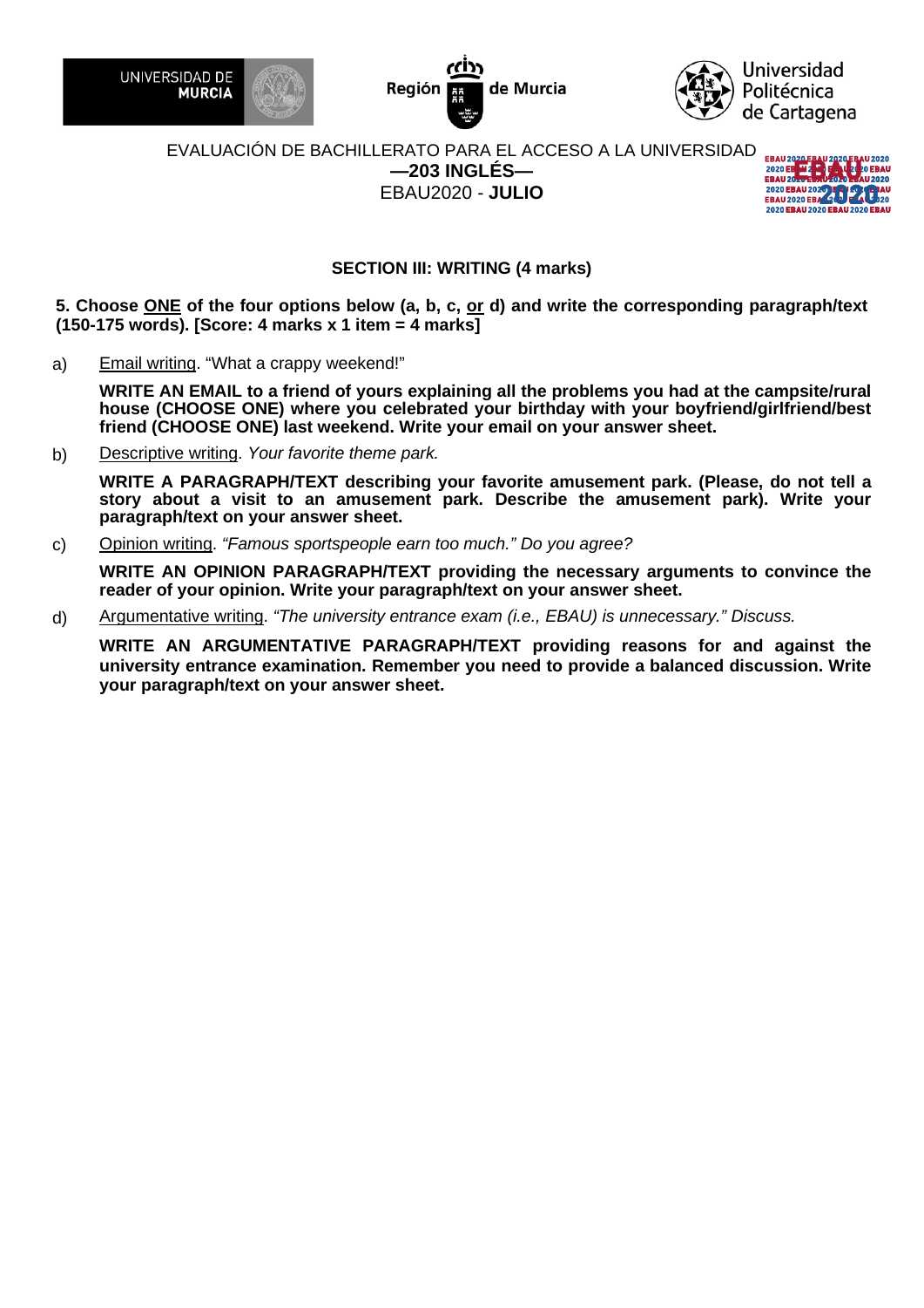EVALUACIÓN DE BACHILLERATO PARA EL ACCESO A LA UNIVERSIDAD

**—203 INGLÉS—**

EBAU2020 - **JULIO**

## SECTION III: WRITING (4 marks)

**5. Choose <u>ONE</u> of the four options below (a, b, c, <u>or</u> d) and write the corresponding paragraph/text (150-175 words). [Score: 4 marks x 1 item = 4 marks]**

a) <u>Email writing</u>. "What a crappy weekend!"

**WRITE AN EMAIL to a friend of yours explaining all the problems you had at the campsite/rural house (CHOOSE ONE) where you celebrated your birthday with your boyfriend/girlfriend/best friend (CHOOSE ONE) last weekend. Write your email on your answer sheet.**

b) <u>Descriptive writing</u>. *Your favorite theme park.*

**WRITE A PARAGRAPH/TEXT describing your favorite amusement park. (Please, do not tell a story about a visit to an amusement park. Describe the amusement park). Write your paragraph/text on your answer sheet.**

c) <u>Opinion writing</u>. *"Famous sportspeople earn too much." Do you agree?*

**WRITE AN OPINION PARAGRAPH/TEXT providing the necessary arguments to convince the reader of your opinion. Write your paragraph/text on your answer sheet.**

d) <u>Argumentative writing</u>. *"The university entrance exam (i.e., EBAU) is unnecessary." Discuss.*

**WRITE AN ARGUMENTATIVE PARAGRAPH/TEXT providing reasons for and against the university entrance examination. Remember you need to provide a balanced discussion. Write your paragraph/text on your answer sheet.**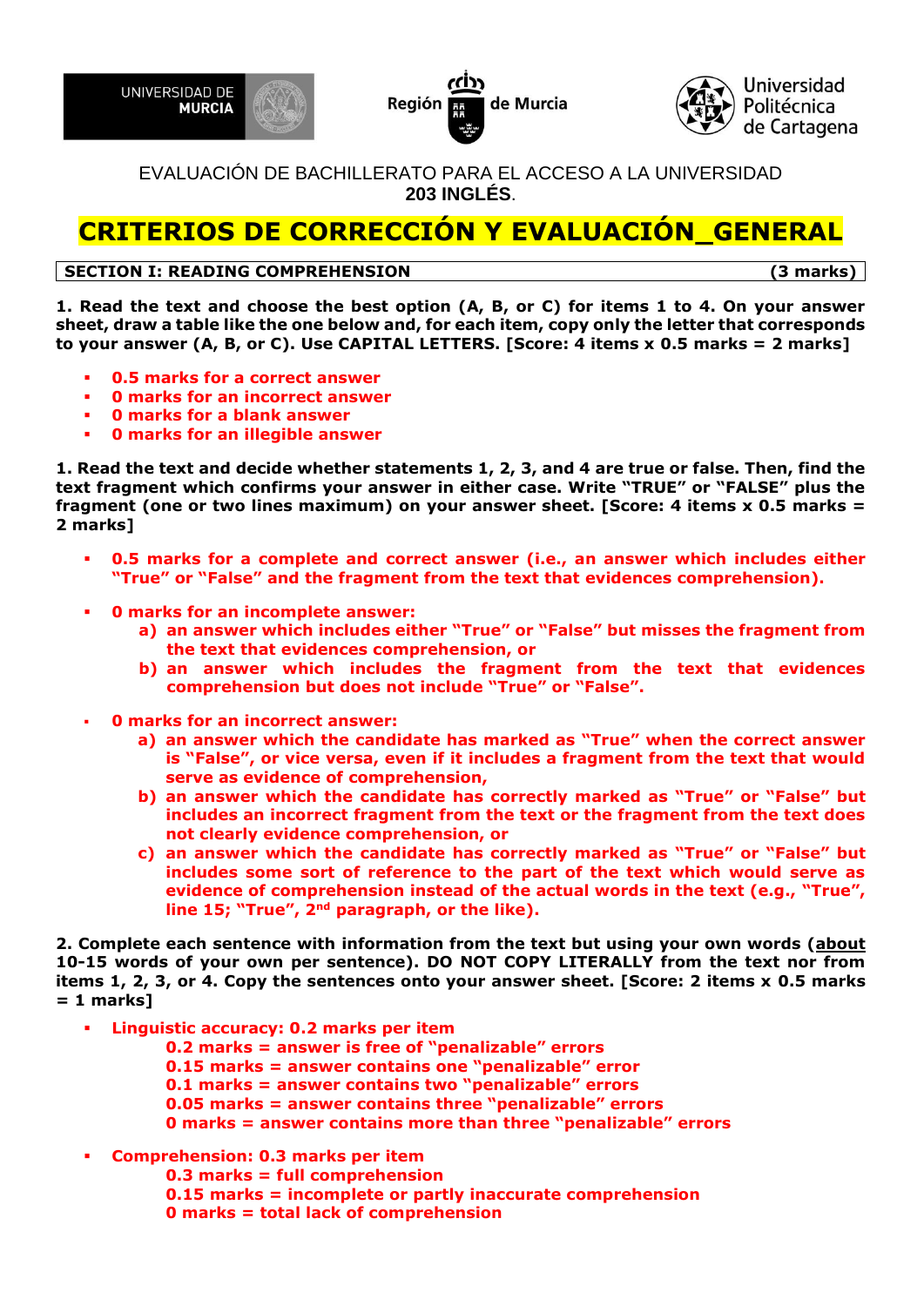UNIVERSIDAD DE MURCIA | Región de Murcia | Universidad Politécnica de Cartagena

EVALUACIÓN DE BACHILLERATO PARA EL ACCESO A LA UNIVERSIDAD
**203 INGLÉS**.

# CRITERIOS DE CORRECCIÓN Y EVALUACIÓN_GENERAL

| **SECTION I: READING COMPREHENSION** | **(3 marks)** |
|---|---|

**1. Read the text and choose the best option (A, B, or C) for items 1 to 4. On your answer sheet, draw a table like the one below and, for each item, copy only the letter that corresponds to your answer (A, B, or C). Use CAPITAL LETTERS. [Score: 4 items x 0.5 marks = 2 marks]**

- **0.5 marks for a correct answer**
- **0 marks for an incorrect answer**
- **0 marks for a blank answer**
- **0 marks for an illegible answer**

**1. Read the text and decide whether statements 1, 2, 3, and 4 are true or false. Then, find the text fragment which confirms your answer in either case. Write "TRUE" or "FALSE" plus the fragment (one or two lines maximum) on your answer sheet. [Score: 4 items x 0.5 marks = 2 marks]**

- **0.5 marks for a complete and correct answer (i.e., an answer which includes either "True" or "False" and the fragment from the text that evidences comprehension).**
- **0 marks for an incomplete answer:**
  - **a) an answer which includes either "True" or "False" but misses the fragment from the text that evidences comprehension, or**
  - **b) an answer which includes the fragment from the text that evidences comprehension but does not include "True" or "False".**
- **0 marks for an incorrect answer:**
  - **a) an answer which the candidate has marked as "True" when the correct answer is "False", or vice versa, even if it includes a fragment from the text that would serve as evidence of comprehension,**
  - **b) an answer which the candidate has correctly marked as "True" or "False" but includes an incorrect fragment from the text or the fragment from the text does not clearly evidence comprehension, or**
  - **c) an answer which the candidate has correctly marked as "True" or "False" but includes some sort of reference to the part of the text which would serve as evidence of comprehension instead of the actual words in the text (e.g., "True", line 15; "True", 2nd paragraph, or the like).**

**2. Complete each sentence with information from the text but using your own words (about 10-15 words of your own per sentence). DO NOT COPY LITERALLY from the text nor from items 1, 2, 3, or 4. Copy the sentences onto your answer sheet. [Score: 2 items x 0.5 marks = 1 marks]**

- **Linguistic accuracy: 0.2 marks per item**
  - **0.2 marks = answer is free of "penalizable" errors**
  - **0.15 marks = answer contains one "penalizable" error**
  - **0.1 marks = answer contains two "penalizable" errors**
  - **0.05 marks = answer contains three "penalizable" errors**
  - **0 marks = answer contains more than three "penalizable" errors**
- **Comprehension: 0.3 marks per item**
  - **0.3 marks = full comprehension**
  - **0.15 marks = incomplete or partly inaccurate comprehension**
  - **0 marks = total lack of comprehension**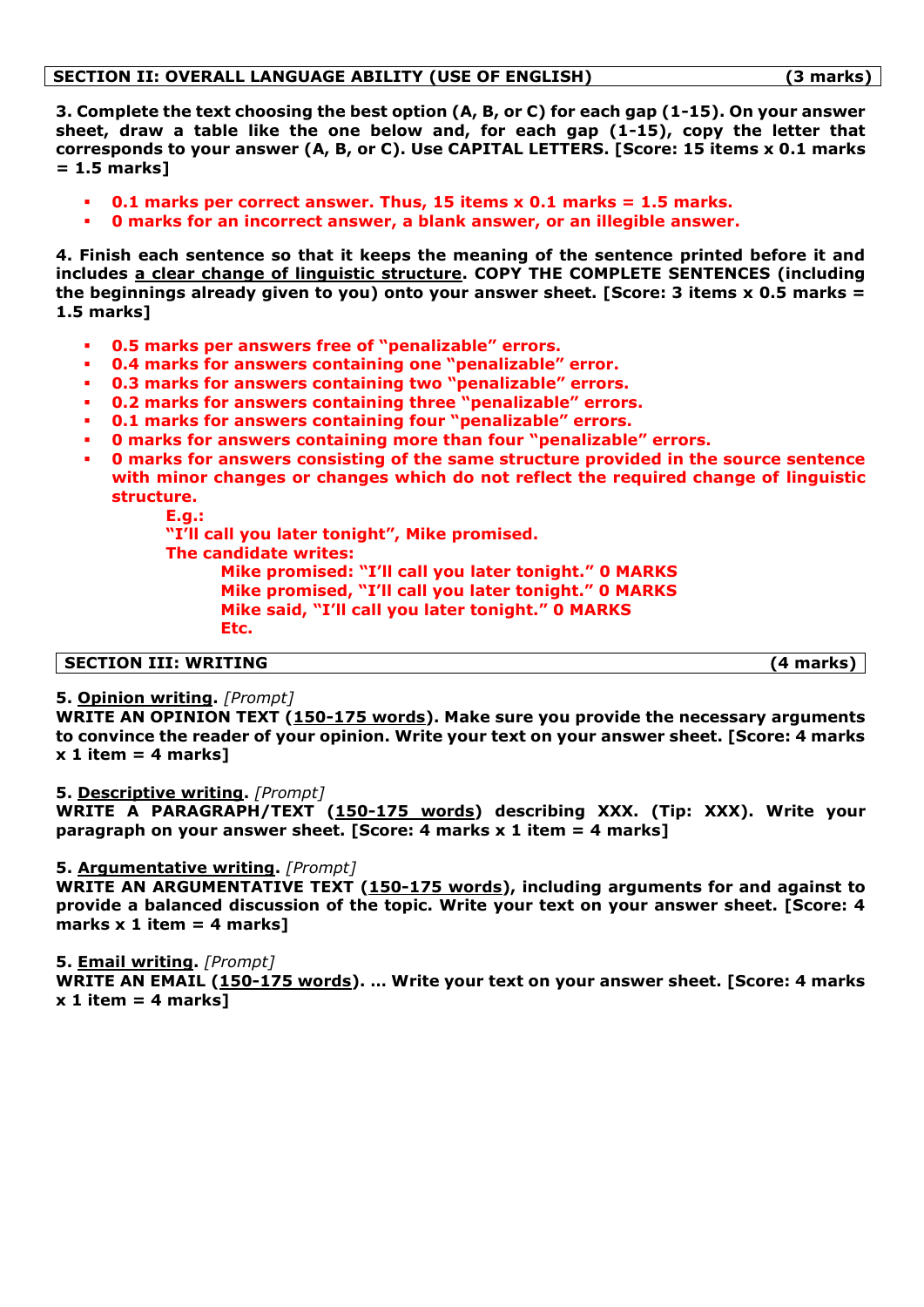## SECTION II: OVERALL LANGUAGE ABILITY (USE OF ENGLISH) (3 marks)

**3. Complete the text choosing the best option (A, B, or C) for each gap (1-15). On your answer sheet, draw a table like the one below and, for each gap (1-15), copy the letter that corresponds to your answer (A, B, or C). Use CAPITAL LETTERS. [Score: 15 items x 0.1 marks = 1.5 marks]**

- **0.1 marks per correct answer. Thus, 15 items x 0.1 marks = 1.5 marks.**
- **0 marks for an incorrect answer, a blank answer, or an illegible answer.**

**4. Finish each sentence so that it keeps the meaning of the sentence printed before it and includes a clear change of linguistic structure. COPY THE COMPLETE SENTENCES (including the beginnings already given to you) onto your answer sheet. [Score: 3 items x 0.5 marks = 1.5 marks]**

- **0.5 marks per answers free of "penalizable" errors.**
- **0.4 marks for answers containing one "penalizable" error.**
- **0.3 marks for answers containing two "penalizable" errors.**
- **0.2 marks for answers containing three "penalizable" errors.**
- **0.1 marks for answers containing four "penalizable" errors.**
- **0 marks for answers containing more than four "penalizable" errors.**
- **0 marks for answers consisting of the same structure provided in the source sentence with minor changes or changes which do not reflect the required change of linguistic structure.**

  **E.g.:**
  **"I'll call you later tonight", Mike promised.**
  **The candidate writes:**
  - **Mike promised: "I'll call you later tonight." 0 MARKS**
  - **Mike promised, "I'll call you later tonight." 0 MARKS**
  - **Mike said, "I'll call you later tonight." 0 MARKS**
  - **Etc.**

## SECTION III: WRITING (4 marks)

**5. Opinion writing.** *[Prompt]*
**WRITE AN OPINION TEXT (150-175 words). Make sure you provide the necessary arguments to convince the reader of your opinion. Write your text on your answer sheet. [Score: 4 marks x 1 item = 4 marks]**

**5. Descriptive writing.** *[Prompt]*
**WRITE A PARAGRAPH/TEXT (150-175 words) describing XXX. (Tip: XXX). Write your paragraph on your answer sheet. [Score: 4 marks x 1 item = 4 marks]**

**5. Argumentative writing.** *[Prompt]*
**WRITE AN ARGUMENTATIVE TEXT (150-175 words), including arguments for and against to provide a balanced discussion of the topic. Write your text on your answer sheet. [Score: 4 marks x 1 item = 4 marks]**

**5. Email writing.** *[Prompt]*
**WRITE AN EMAIL (150-175 words). … Write your text on your answer sheet. [Score: 4 marks x 1 item = 4 marks]**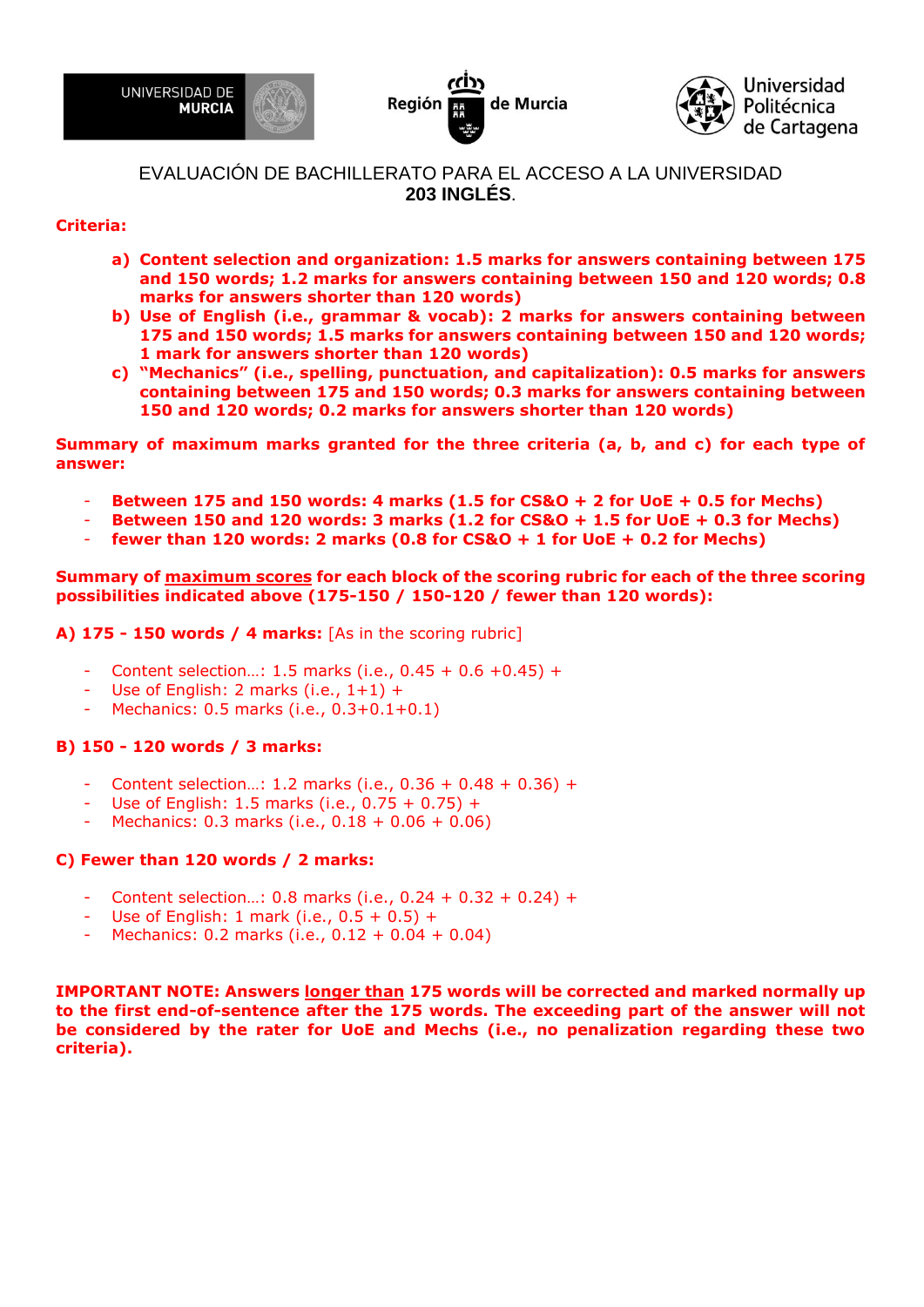UNIVERSIDAD DE MURCIA — Región de Murcia — Universidad Politécnica de Cartagena

EVALUACIÓN DE BACHILLERATO PARA EL ACCESO A LA UNIVERSIDAD
**203 INGLÉS**.

**Criteria:**

a) **Content selection and organization: 1.5 marks for answers containing between 175 and 150 words; 1.2 marks for answers containing between 150 and 120 words; 0.8 marks for answers shorter than 120 words)**
b) **Use of English (i.e., grammar & vocab): 2 marks for answers containing between 175 and 150 words; 1.5 marks for answers containing between 150 and 120 words; 1 mark for answers shorter than 120 words)**
c) **"Mechanics" (i.e., spelling, punctuation, and capitalization): 0.5 marks for answers containing between 175 and 150 words; 0.3 marks for answers containing between 150 and 120 words; 0.2 marks for answers shorter than 120 words)**

**Summary of maximum marks granted for the three criteria (a, b, and c) for each type of answer:**

- **Between 175 and 150 words: 4 marks (1.5 for CS&O + 2 for UoE + 0.5 for Mechs)**
- **Between 150 and 120 words: 3 marks (1.2 for CS&O + 1.5 for UoE + 0.3 for Mechs)**
- **fewer than 120 words: 2 marks (0.8 for CS&O + 1 for UoE + 0.2 for Mechs)**

**Summary of maximum scores for each block of the scoring rubric for each of the three scoring possibilities indicated above (175-150 / 150-120 / fewer than 120 words):**

**A) 175 - 150 words / 4 marks:** [As in the scoring rubric]

- Content selection…: 1.5 marks (i.e., 0.45 + 0.6 +0.45) +
- Use of English: 2 marks (i.e., 1+1) +
- Mechanics: 0.5 marks (i.e., 0.3+0.1+0.1)

**B) 150 - 120 words / 3 marks:**

- Content selection…: 1.2 marks (i.e., 0.36 + 0.48 + 0.36) +
- Use of English: 1.5 marks (i.e., 0.75 + 0.75) +
- Mechanics: 0.3 marks (i.e., 0.18 + 0.06 + 0.06)

**C) Fewer than 120 words / 2 marks:**

- Content selection…: 0.8 marks (i.e., 0.24 + 0.32 + 0.24) +
- Use of English: 1 mark (i.e., 0.5 + 0.5) +
- Mechanics: 0.2 marks (i.e., 0.12 + 0.04 + 0.04)

**IMPORTANT NOTE: Answers longer than 175 words will be corrected and marked normally up to the first end-of-sentence after the 175 words. The exceeding part of the answer will not be considered by the rater for UoE and Mechs (i.e., no penalization regarding these two criteria).**